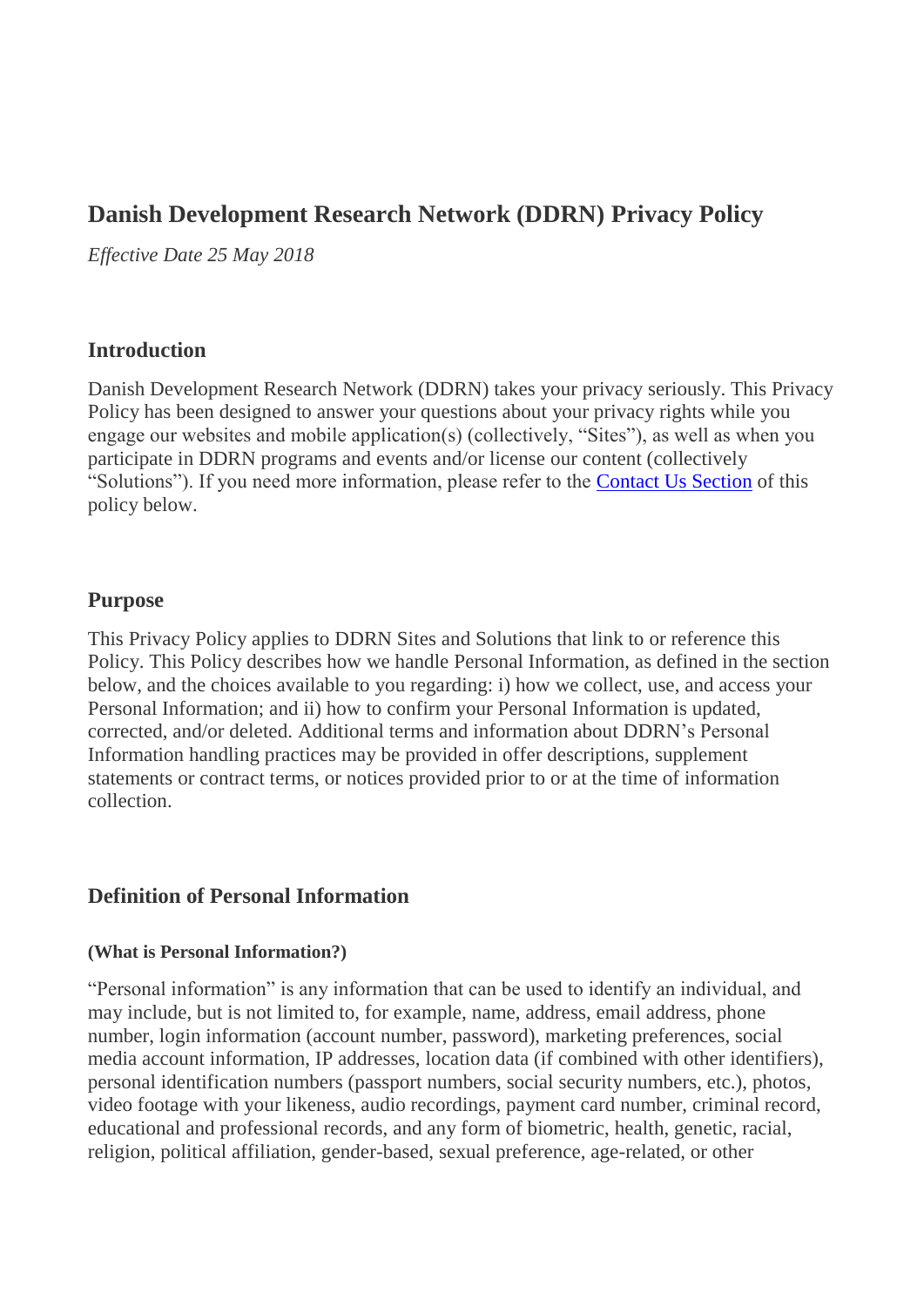# Danish Development Research Network (DDRN) Privacy Policy

*Effective Date 25 May 2018*

## Introduction

Danish Development Research Network (DDRN) takes your privacy seriously. This Privacy Policy has been designed to answer your questions about your privacy rights while you engage our websites and mobile application(s) (collectively, "Sites"), as well as when you participate in DDRN programs and events and/or license our content (collectively "Solutions"). If you need more information, please refer to the Contact Us Section of this policy below.

## Purpose

This Privacy Policy applies to DDRN Sites and Solutions that link to or reference this Policy. This Policy describes how we handle Personal Information, as defined in the section below, and the choices available to you regarding: i) how we collect, use, and access your Personal Information; and ii) how to confirm your Personal Information is updated, corrected, and/or deleted. Additional terms and information about DDRN's Personal Information handling practices may be provided in offer descriptions, supplement statements or contract terms, or notices provided prior to or at the time of information collection.

## Definition of Personal Information

#### (What is Personal Information?)

"Personal information" is any information that can be used to identify an individual, and may include, but is not limited to, for example, name, address, email address, phone number, login information (account number, password), marketing preferences, social media account information, IP addresses, location data (if combined with other identifiers), personal identification numbers (passport numbers, social security numbers, etc.), photos, video footage with your likeness, audio recordings, payment card number, criminal record, educational and professional records, and any form of biometric, health, genetic, racial, religion, political affiliation, gender-based, sexual preference, age-related, or other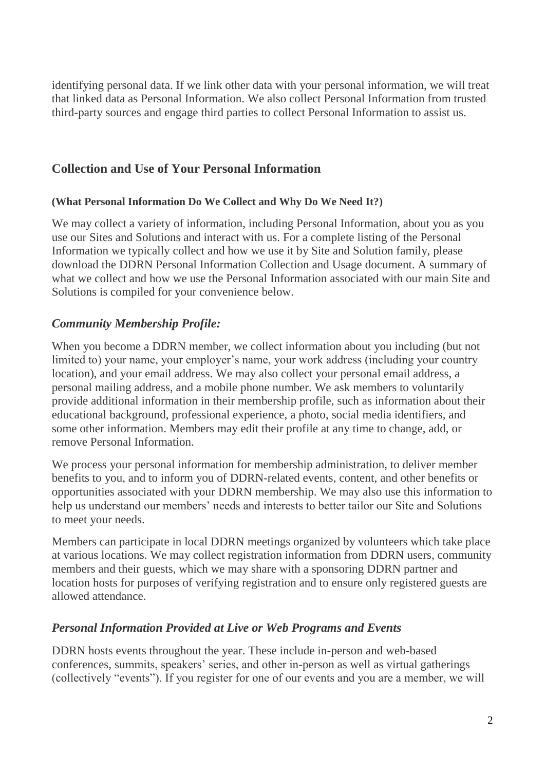identifying personal data. If we link other data with your personal information, we will treat that linked data as Personal Information. We also collect Personal Information from trusted third-party sources and engage third parties to collect Personal Information to assist us.

## Collection and Use of Your Personal Information

#### (What Personal Information Do We Collect and Why Do We Need It?)

We may collect a variety of information, including Personal Information, about you as you use our Sites and Solutions and interact with us. For a complete listing of the Personal Information we typically collect and how we use it by Site and Solution family, please download the DDRN Personal Information Collection and Usage document. A summary of what we collect and how we use the Personal Information associated with our main Site and Solutions is compiled for your convenience below.

### *Community Membership Profile:*

When you become a DDRN member, we collect information about you including (but not limited to) your name, your employer's name, your work address (including your country location), and your email address. We may also collect your personal email address, a personal mailing address, and a mobile phone number. We ask members to voluntarily provide additional information in their membership profile, such as information about their educational background, professional experience, a photo, social media identifiers, and some other information. Members may edit their profile at any time to change, add, or remove Personal Information.

We process your personal information for membership administration, to deliver member benefits to you, and to inform you of DDRN-related events, content, and other benefits or opportunities associated with your DDRN membership. We may also use this information to help us understand our members' needs and interests to better tailor our Site and Solutions to meet your needs.

Members can participate in local DDRN meetings organized by volunteers which take place at various locations. We may collect registration information from DDRN users, community members and their guests, which we may share with a sponsoring DDRN partner and location hosts for purposes of verifying registration and to ensure only registered guests are allowed attendance.

### *Personal Information Provided at Live or Web Programs and Events*

DDRN hosts events throughout the year. These include in-person and web-based conferences, summits, speakers' series, and other in-person as well as virtual gatherings (collectively "events"). If you register for one of our events and you are a member, we will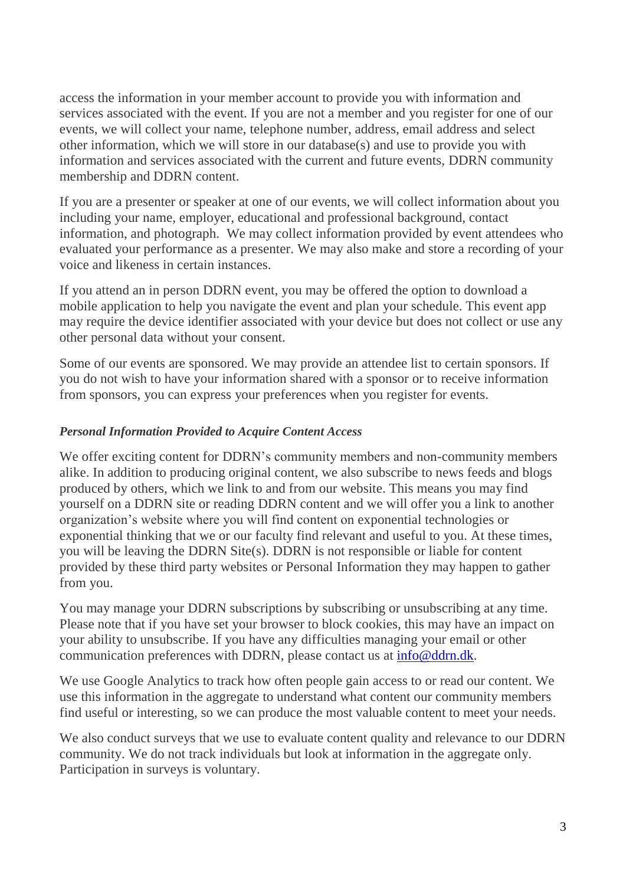access the information in your member account to provide you with information and services associated with the event. If you are not a member and you register for one of our events, we will collect your name, telephone number, address, email address and select other information, which we will store in our database(s) and use to provide you with information and services associated with the current and future events, DDRN community membership and DDRN content.

If you are a presenter or speaker at one of our events, we will collect information about you including your name, employer, educational and professional background, contact information, and photograph. We may collect information provided by event attendees who evaluated your performance as a presenter. We may also make and store a recording of your voice and likeness in certain instances.

If you attend an in person DDRN event, you may be offered the option to download a mobile application to help you navigate the event and plan your schedule. This event app may require the device identifier associated with your device but does not collect or use any other personal data without your consent.

Some of our events are sponsored. We may provide an attendee list to certain sponsors. If you do not wish to have your information shared with a sponsor or to receive information from sponsors, you can express your preferences when you register for events.

***Personal Information Provided to Acquire Content Access***

We offer exciting content for DDRN's community members and non-community members alike. In addition to producing original content, we also subscribe to news feeds and blogs produced by others, which we link to and from our website. This means you may find yourself on a DDRN site or reading DDRN content and we will offer you a link to another organization's website where you will find content on exponential technologies or exponential thinking that we or our faculty find relevant and useful to you. At these times, you will be leaving the DDRN Site(s). DDRN is not responsible or liable for content provided by these third party websites or Personal Information they may happen to gather from you.

You may manage your DDRN subscriptions by subscribing or unsubscribing at any time. Please note that if you have set your browser to block cookies, this may have an impact on your ability to unsubscribe. If you have any difficulties managing your email or other communication preferences with DDRN, please contact us at info@ddrn.dk.

We use Google Analytics to track how often people gain access to or read our content. We use this information in the aggregate to understand what content our community members find useful or interesting, so we can produce the most valuable content to meet your needs.

We also conduct surveys that we use to evaluate content quality and relevance to our DDRN community. We do not track individuals but look at information in the aggregate only. Participation in surveys is voluntary.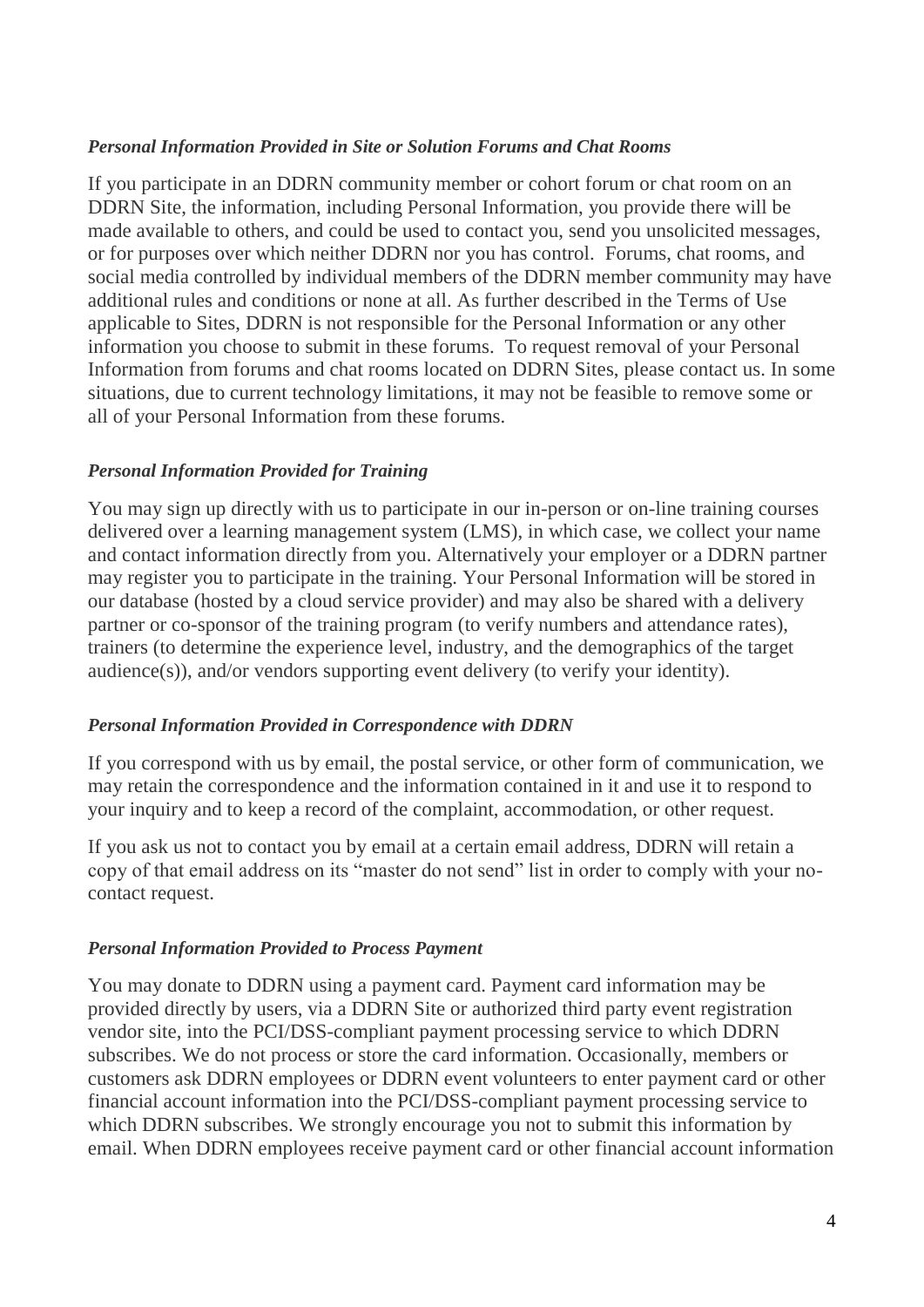*Personal Information Provided in Site or Solution Forums and Chat Rooms*

If you participate in an DDRN community member or cohort forum or chat room on an DDRN Site, the information, including Personal Information, you provide there will be made available to others, and could be used to contact you, send you unsolicited messages, or for purposes over which neither DDRN nor you has control. Forums, chat rooms, and social media controlled by individual members of the DDRN member community may have additional rules and conditions or none at all. As further described in the Terms of Use applicable to Sites, DDRN is not responsible for the Personal Information or any other information you choose to submit in these forums. To request removal of your Personal Information from forums and chat rooms located on DDRN Sites, please contact us. In some situations, due to current technology limitations, it may not be feasible to remove some or all of your Personal Information from these forums.

*Personal Information Provided for Training*

You may sign up directly with us to participate in our in-person or on-line training courses delivered over a learning management system (LMS), in which case, we collect your name and contact information directly from you. Alternatively your employer or a DDRN partner may register you to participate in the training. Your Personal Information will be stored in our database (hosted by a cloud service provider) and may also be shared with a delivery partner or co-sponsor of the training program (to verify numbers and attendance rates), trainers (to determine the experience level, industry, and the demographics of the target audience(s)), and/or vendors supporting event delivery (to verify your identity).

*Personal Information Provided in Correspondence with DDRN*

If you correspond with us by email, the postal service, or other form of communication, we may retain the correspondence and the information contained in it and use it to respond to your inquiry and to keep a record of the complaint, accommodation, or other request.

If you ask us not to contact you by email at a certain email address, DDRN will retain a copy of that email address on its "master do not send" list in order to comply with your no-contact request.

*Personal Information Provided to Process Payment*

You may donate to DDRN using a payment card. Payment card information may be provided directly by users, via a DDRN Site or authorized third party event registration vendor site, into the PCI/DSS-compliant payment processing service to which DDRN subscribes. We do not process or store the card information. Occasionally, members or customers ask DDRN employees or DDRN event volunteers to enter payment card or other financial account information into the PCI/DSS-compliant payment processing service to which DDRN subscribes. We strongly encourage you not to submit this information by email. When DDRN employees receive payment card or other financial account information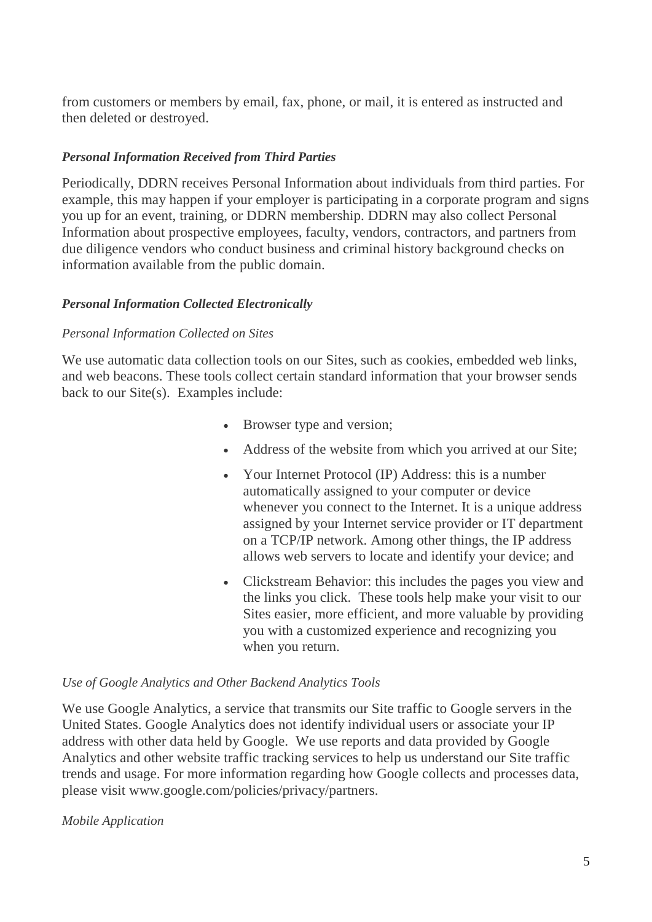from customers or members by email, fax, phone, or mail, it is entered as instructed and then deleted or destroyed.

***Personal Information Received from Third Parties***

Periodically, DDRN receives Personal Information about individuals from third parties. For example, this may happen if your employer is participating in a corporate program and signs you up for an event, training, or DDRN membership. DDRN may also collect Personal Information about prospective employees, faculty, vendors, contractors, and partners from due diligence vendors who conduct business and criminal history background checks on information available from the public domain.

***Personal Information Collected Electronically***

*Personal Information Collected on Sites*

We use automatic data collection tools on our Sites, such as cookies, embedded web links, and web beacons. These tools collect certain standard information that your browser sends back to our Site(s). Examples include:

- Browser type and version;
- Address of the website from which you arrived at our Site;
- Your Internet Protocol (IP) Address: this is a number automatically assigned to your computer or device whenever you connect to the Internet. It is a unique address assigned by your Internet service provider or IT department on a TCP/IP network. Among other things, the IP address allows web servers to locate and identify your device; and
- Clickstream Behavior: this includes the pages you view and the links you click. These tools help make your visit to our Sites easier, more efficient, and more valuable by providing you with a customized experience and recognizing you when you return.

*Use of Google Analytics and Other Backend Analytics Tools*

We use Google Analytics, a service that transmits our Site traffic to Google servers in the United States. Google Analytics does not identify individual users or associate your IP address with other data held by Google. We use reports and data provided by Google Analytics and other website traffic tracking services to help us understand our Site traffic trends and usage. For more information regarding how Google collects and processes data, please visit www.google.com/policies/privacy/partners.

*Mobile Application*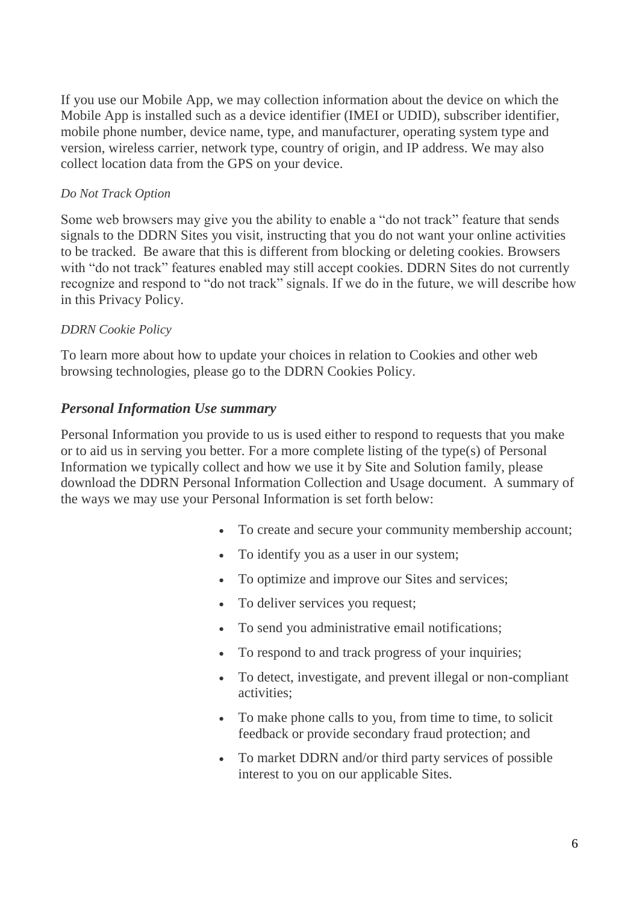If you use our Mobile App, we may collection information about the device on which the Mobile App is installed such as a device identifier (IMEI or UDID), subscriber identifier, mobile phone number, device name, type, and manufacturer, operating system type and version, wireless carrier, network type, country of origin, and IP address. We may also collect location data from the GPS on your device.

*Do Not Track Option*

Some web browsers may give you the ability to enable a "do not track" feature that sends signals to the DDRN Sites you visit, instructing that you do not want your online activities to be tracked. Be aware that this is different from blocking or deleting cookies. Browsers with "do not track" features enabled may still accept cookies. DDRN Sites do not currently recognize and respond to "do not track" signals. If we do in the future, we will describe how in this Privacy Policy.

*DDRN Cookie Policy*

To learn more about how to update your choices in relation to Cookies and other web browsing technologies, please go to the DDRN Cookies Policy.

### *Personal Information Use summary*

Personal Information you provide to us is used either to respond to requests that you make or to aid us in serving you better. For a more complete listing of the type(s) of Personal Information we typically collect and how we use it by Site and Solution family, please download the DDRN Personal Information Collection and Usage document. A summary of the ways we may use your Personal Information is set forth below:

- To create and secure your community membership account;
- To identify you as a user in our system;
- To optimize and improve our Sites and services;
- To deliver services you request;
- To send you administrative email notifications;
- To respond to and track progress of your inquiries;
- To detect, investigate, and prevent illegal or non-compliant activities;
- To make phone calls to you, from time to time, to solicit feedback or provide secondary fraud protection; and
- To market DDRN and/or third party services of possible interest to you on our applicable Sites.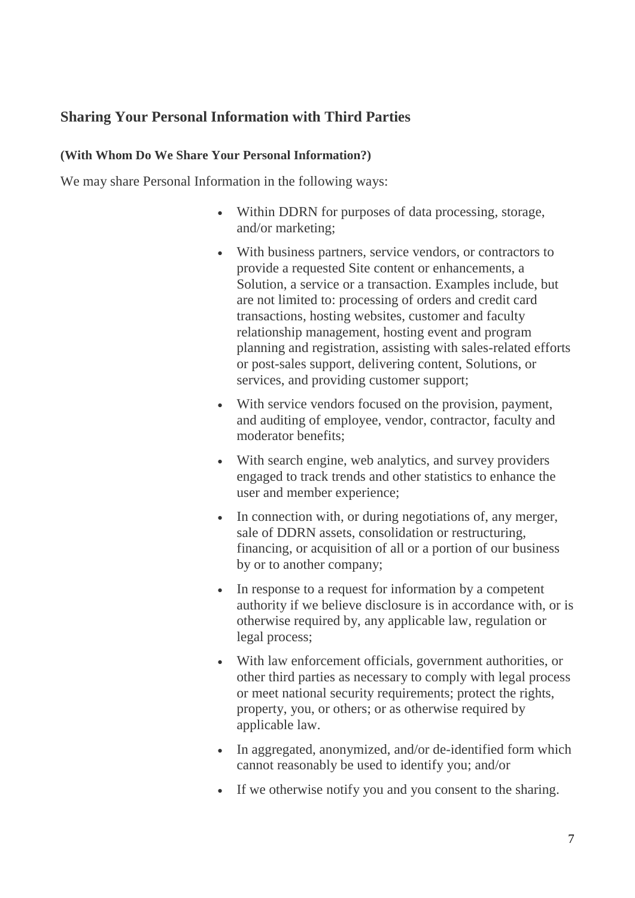## Sharing Your Personal Information with Third Parties

#### (With Whom Do We Share Your Personal Information?)

We may share Personal Information in the following ways:

- Within DDRN for purposes of data processing, storage, and/or marketing;
- With business partners, service vendors, or contractors to provide a requested Site content or enhancements, a Solution, a service or a transaction. Examples include, but are not limited to: processing of orders and credit card transactions, hosting websites, customer and faculty relationship management, hosting event and program planning and registration, assisting with sales-related efforts or post-sales support, delivering content, Solutions, or services, and providing customer support;
- With service vendors focused on the provision, payment, and auditing of employee, vendor, contractor, faculty and moderator benefits;
- With search engine, web analytics, and survey providers engaged to track trends and other statistics to enhance the user and member experience;
- In connection with, or during negotiations of, any merger, sale of DDRN assets, consolidation or restructuring, financing, or acquisition of all or a portion of our business by or to another company;
- In response to a request for information by a competent authority if we believe disclosure is in accordance with, or is otherwise required by, any applicable law, regulation or legal process;
- With law enforcement officials, government authorities, or other third parties as necessary to comply with legal process or meet national security requirements; protect the rights, property, you, or others; or as otherwise required by applicable law.
- In aggregated, anonymized, and/or de-identified form which cannot reasonably be used to identify you; and/or
- If we otherwise notify you and you consent to the sharing.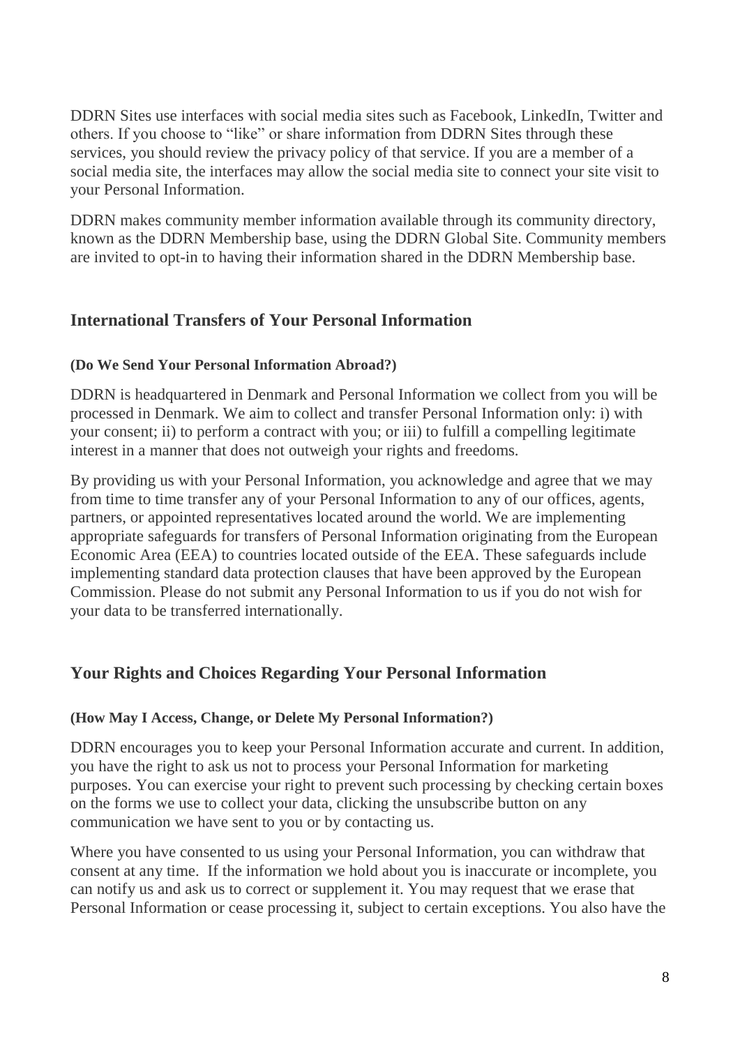DDRN Sites use interfaces with social media sites such as Facebook, LinkedIn, Twitter and others. If you choose to "like" or share information from DDRN Sites through these services, you should review the privacy policy of that service. If you are a member of a social media site, the interfaces may allow the social media site to connect your site visit to your Personal Information.

DDRN makes community member information available through its community directory, known as the DDRN Membership base, using the DDRN Global Site. Community members are invited to opt-in to having their information shared in the DDRN Membership base.

## International Transfers of Your Personal Information

#### (Do We Send Your Personal Information Abroad?)

DDRN is headquartered in Denmark and Personal Information we collect from you will be processed in Denmark. We aim to collect and transfer Personal Information only: i) with your consent; ii) to perform a contract with you; or iii) to fulfill a compelling legitimate interest in a manner that does not outweigh your rights and freedoms.

By providing us with your Personal Information, you acknowledge and agree that we may from time to time transfer any of your Personal Information to any of our offices, agents, partners, or appointed representatives located around the world. We are implementing appropriate safeguards for transfers of Personal Information originating from the European Economic Area (EEA) to countries located outside of the EEA. These safeguards include implementing standard data protection clauses that have been approved by the European Commission. Please do not submit any Personal Information to us if you do not wish for your data to be transferred internationally.

## Your Rights and Choices Regarding Your Personal Information

#### (How May I Access, Change, or Delete My Personal Information?)

DDRN encourages you to keep your Personal Information accurate and current. In addition, you have the right to ask us not to process your Personal Information for marketing purposes. You can exercise your right to prevent such processing by checking certain boxes on the forms we use to collect your data, clicking the unsubscribe button on any communication we have sent to you or by contacting us.

Where you have consented to us using your Personal Information, you can withdraw that consent at any time. If the information we hold about you is inaccurate or incomplete, you can notify us and ask us to correct or supplement it. You may request that we erase that Personal Information or cease processing it, subject to certain exceptions. You also have the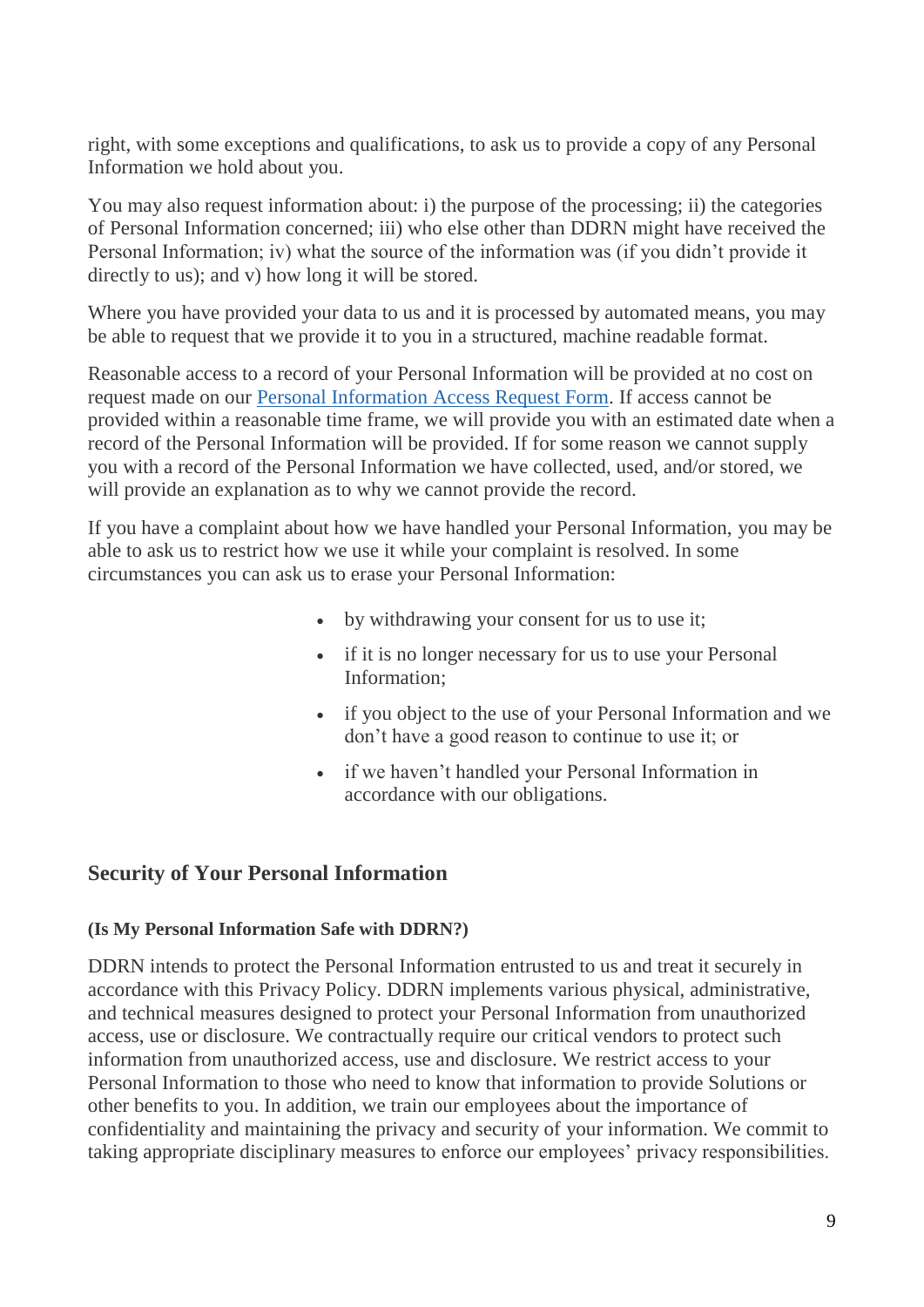right, with some exceptions and qualifications, to ask us to provide a copy of any Personal Information we hold about you.

You may also request information about: i) the purpose of the processing; ii) the categories of Personal Information concerned; iii) who else other than DDRN might have received the Personal Information; iv) what the source of the information was (if you didn't provide it directly to us); and v) how long it will be stored.

Where you have provided your data to us and it is processed by automated means, you may be able to request that we provide it to you in a structured, machine readable format.

Reasonable access to a record of your Personal Information will be provided at no cost on request made on our Personal Information Access Request Form. If access cannot be provided within a reasonable time frame, we will provide you with an estimated date when a record of the Personal Information will be provided. If for some reason we cannot supply you with a record of the Personal Information we have collected, used, and/or stored, we will provide an explanation as to why we cannot provide the record.

If you have a complaint about how we have handled your Personal Information, you may be able to ask us to restrict how we use it while your complaint is resolved. In some circumstances you can ask us to erase your Personal Information:

- by withdrawing your consent for us to use it;
- if it is no longer necessary for us to use your Personal Information;
- if you object to the use of your Personal Information and we don't have a good reason to continue to use it; or
- if we haven't handled your Personal Information in accordance with our obligations.

## Security of Your Personal Information

#### (Is My Personal Information Safe with DDRN?)

DDRN intends to protect the Personal Information entrusted to us and treat it securely in accordance with this Privacy Policy. DDRN implements various physical, administrative, and technical measures designed to protect your Personal Information from unauthorized access, use or disclosure. We contractually require our critical vendors to protect such information from unauthorized access, use and disclosure. We restrict access to your Personal Information to those who need to know that information to provide Solutions or other benefits to you. In addition, we train our employees about the importance of confidentiality and maintaining the privacy and security of your information. We commit to taking appropriate disciplinary measures to enforce our employees' privacy responsibilities.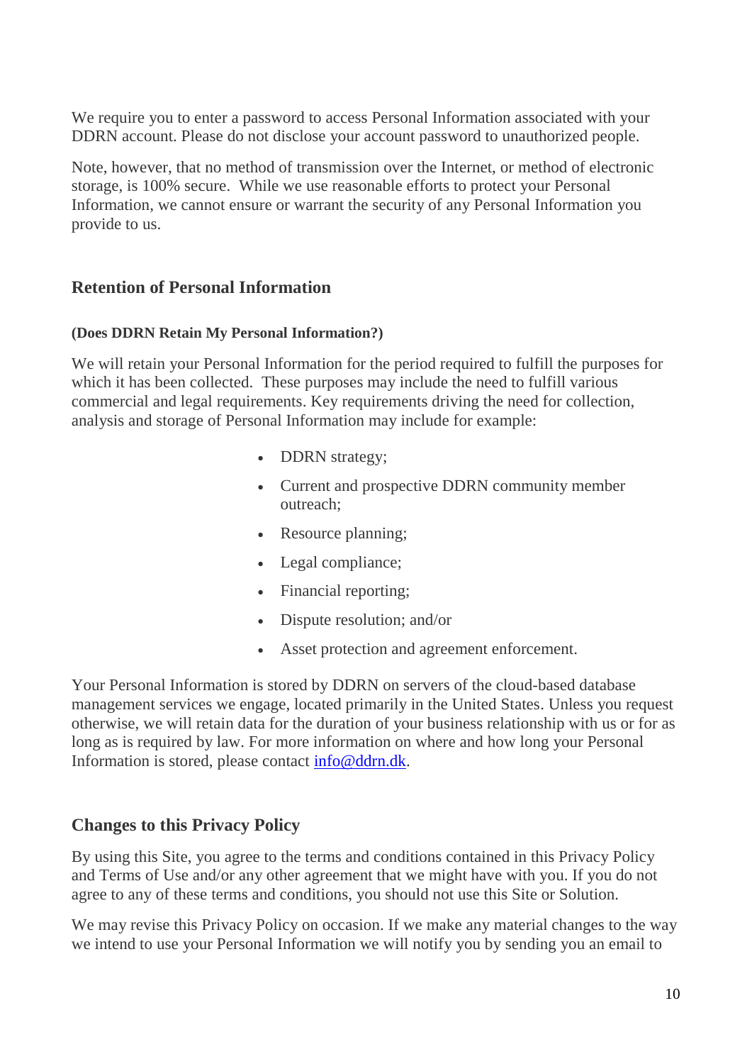We require you to enter a password to access Personal Information associated with your DDRN account. Please do not disclose your account password to unauthorized people.

Note, however, that no method of transmission over the Internet, or method of electronic storage, is 100% secure.  While we use reasonable efforts to protect your Personal Information, we cannot ensure or warrant the security of any Personal Information you provide to us.

## Retention of Personal Information

#### (Does DDRN Retain My Personal Information?)

We will retain your Personal Information for the period required to fulfill the purposes for which it has been collected.  These purposes may include the need to fulfill various commercial and legal requirements. Key requirements driving the need for collection, analysis and storage of Personal Information may include for example:

- DDRN strategy;
- Current and prospective DDRN community member outreach;
- Resource planning;
- Legal compliance;
- Financial reporting;
- Dispute resolution; and/or
- Asset protection and agreement enforcement.

Your Personal Information is stored by DDRN on servers of the cloud-based database management services we engage, located primarily in the United States. Unless you request otherwise, we will retain data for the duration of your business relationship with us or for as long as is required by law. For more information on where and how long your Personal Information is stored, please contact info@ddrn.dk.

## Changes to this Privacy Policy

By using this Site, you agree to the terms and conditions contained in this Privacy Policy and Terms of Use and/or any other agreement that we might have with you. If you do not agree to any of these terms and conditions, you should not use this Site or Solution.

We may revise this Privacy Policy on occasion. If we make any material changes to the way we intend to use your Personal Information we will notify you by sending you an email to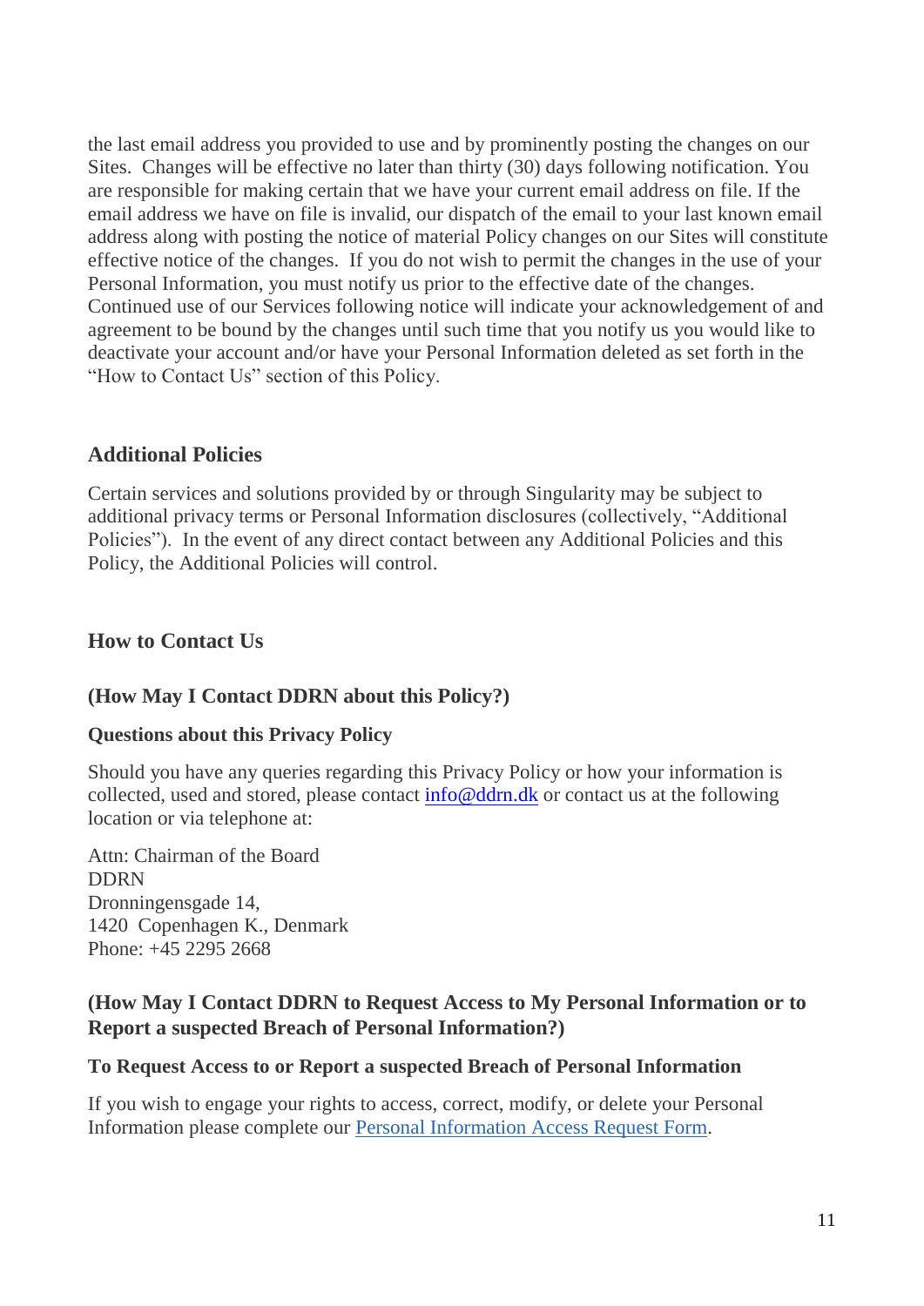the last email address you provided to use and by prominently posting the changes on our Sites. Changes will be effective no later than thirty (30) days following notification. You are responsible for making certain that we have your current email address on file. If the email address we have on file is invalid, our dispatch of the email to your last known email address along with posting the notice of material Policy changes on our Sites will constitute effective notice of the changes. If you do not wish to permit the changes in the use of your Personal Information, you must notify us prior to the effective date of the changes. Continued use of our Services following notice will indicate your acknowledgement of and agreement to be bound by the changes until such time that you notify us you would like to deactivate your account and/or have your Personal Information deleted as set forth in the "How to Contact Us" section of this Policy.

## Additional Policies

Certain services and solutions provided by or through Singularity may be subject to additional privacy terms or Personal Information disclosures (collectively, "Additional Policies"). In the event of any direct contact between any Additional Policies and this Policy, the Additional Policies will control.

## How to Contact Us

### (How May I Contact DDRN about this Policy?)

#### Questions about this Privacy Policy

Should you have any queries regarding this Privacy Policy or how your information is collected, used and stored, please contact [info@ddrn.dk](mailto:info@ddrn.dk) or contact us at the following location or via telephone at:

Attn: Chairman of the Board
DDRN
Dronningensgade 14,
1420 Copenhagen K., Denmark
Phone: +45 2295 2668

### (How May I Contact DDRN to Request Access to My Personal Information or to Report a suspected Breach of Personal Information?)

#### To Request Access to or Report a suspected Breach of Personal Information

If you wish to engage your rights to access, correct, modify, or delete your Personal Information please complete our Personal Information Access Request Form.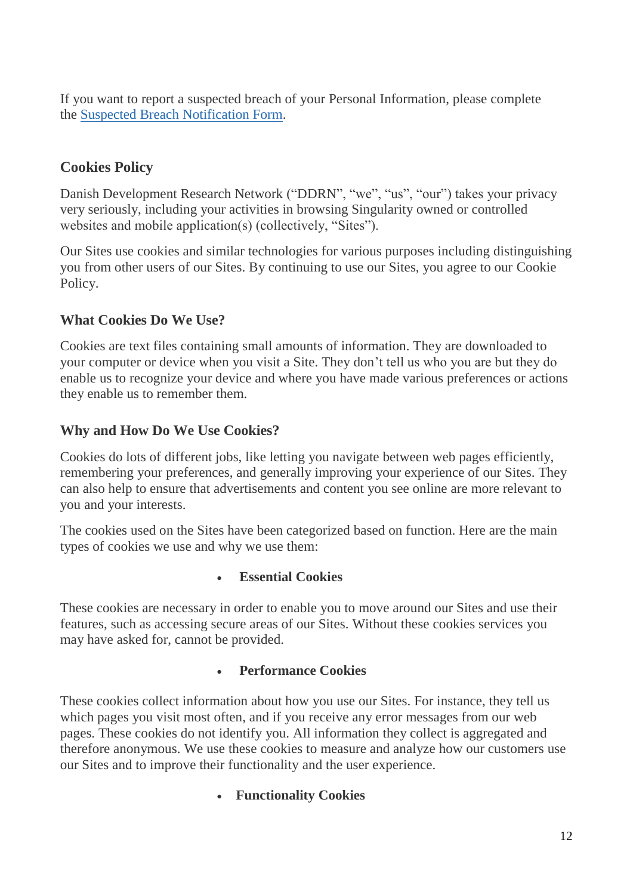If you want to report a suspected breach of your Personal Information, please complete the [Suspected Breach Notification Form](#).

## Cookies Policy

Danish Development Research Network ("DDRN", "we", "us", "our") takes your privacy very seriously, including your activities in browsing Singularity owned or controlled websites and mobile application(s) (collectively, "Sites").

Our Sites use cookies and similar technologies for various purposes including distinguishing you from other users of our Sites. By continuing to use our Sites, you agree to our Cookie Policy.

### What Cookies Do We Use?

Cookies are text files containing small amounts of information. They are downloaded to your computer or device when you visit a Site. They don't tell us who you are but they do enable us to recognize your device and where you have made various preferences or actions they enable us to remember them.

### Why and How Do We Use Cookies?

Cookies do lots of different jobs, like letting you navigate between web pages efficiently, remembering your preferences, and generally improving your experience of our Sites. They can also help to ensure that advertisements and content you see online are more relevant to you and your interests.

The cookies used on the Sites have been categorized based on function. Here are the main types of cookies we use and why we use them:

- **Essential Cookies**

These cookies are necessary in order to enable you to move around our Sites and use their features, such as accessing secure areas of our Sites. Without these cookies services you may have asked for, cannot be provided.

- **Performance Cookies**

These cookies collect information about how you use our Sites. For instance, they tell us which pages you visit most often, and if you receive any error messages from our web pages. These cookies do not identify you. All information they collect is aggregated and therefore anonymous. We use these cookies to measure and analyze how our customers use our Sites and to improve their functionality and the user experience.

- **Functionality Cookies**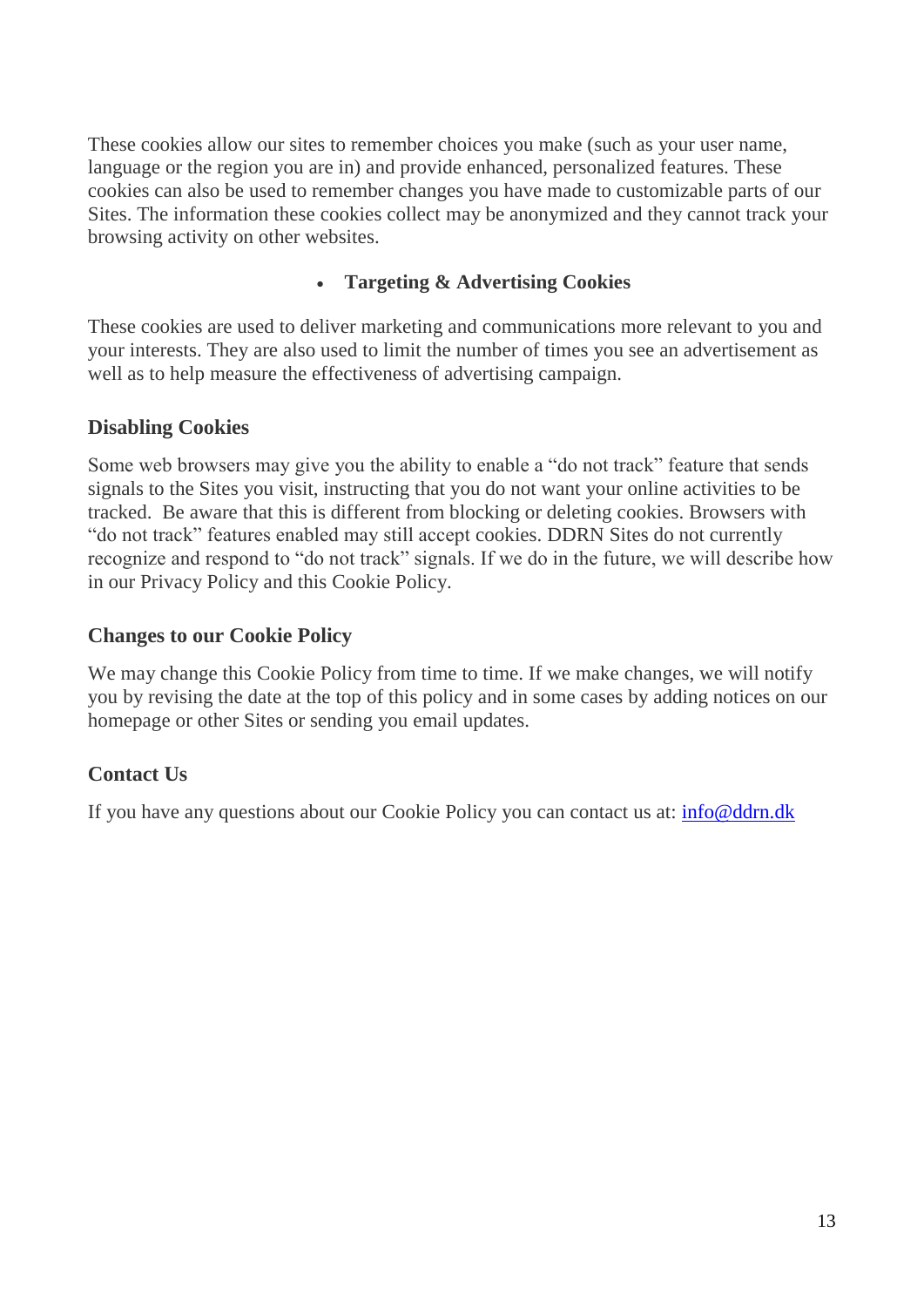These cookies allow our sites to remember choices you make (such as your user name, language or the region you are in) and provide enhanced, personalized features. These cookies can also be used to remember changes you have made to customizable parts of our Sites. The information these cookies collect may be anonymized and they cannot track your browsing activity on other websites.

- **Targeting & Advertising Cookies**

These cookies are used to deliver marketing and communications more relevant to you and your interests. They are also used to limit the number of times you see an advertisement as well as to help measure the effectiveness of advertising campaign.

### Disabling Cookies

Some web browsers may give you the ability to enable a "do not track" feature that sends signals to the Sites you visit, instructing that you do not want your online activities to be tracked. Be aware that this is different from blocking or deleting cookies. Browsers with "do not track" features enabled may still accept cookies. DDRN Sites do not currently recognize and respond to "do not track" signals. If we do in the future, we will describe how in our Privacy Policy and this Cookie Policy.

### Changes to our Cookie Policy

We may change this Cookie Policy from time to time. If we make changes, we will notify you by revising the date at the top of this policy and in some cases by adding notices on our homepage or other Sites or sending you email updates.

### Contact Us

If you have any questions about our Cookie Policy you can contact us at: [info@ddrn.dk](mailto:info@ddrn.dk)